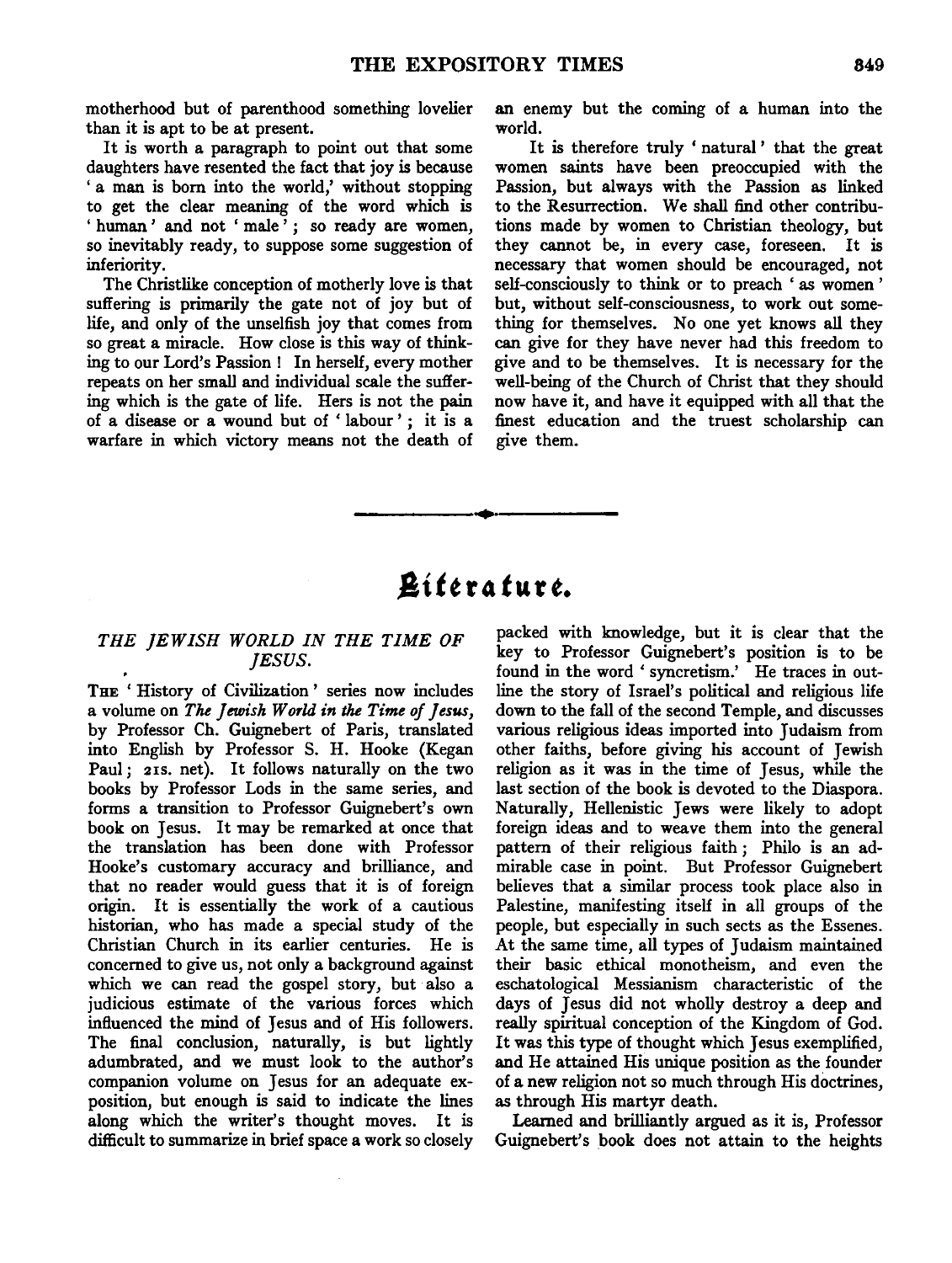motherhood but of parenthood something lovelier than it is apt to be at present.

It is worth a paragraph to point out that some daughters have resented the fact that joy is because 'a man is born into the world,' without stopping to get the clear meaning of the word which is 'human' and not 'male'; so ready are women, so inevitably ready, to suppose some suggestion of inferiority.

The Christlike conception of motherly love is that suffering is primarily the gate not of joy but of life, and only of the unselfish joy that comes from so great a miracle. How close is this way of thinking to our Lord's Passion! In herself, every mother repeats on her small and individual scale the suffering which is the gate of life. Hers is not the pain of a disease or a wound but of 'labour'; it is a warfare in which victory means not the death of an enemy but the coming of a human into the world.

It is therefore truly 'natural' that the great women saints have been preoccupied with the Passion, but always with the Passion as linked to the Resurrection. We shall find other contributions made by women to Christian theology, but they cannot be, in every case, foreseen. It is necessary that women should be encouraged, not self-consciously to think or to preach 'as women' but, without self-consciousness, to work out something for themselves. No one yet knows all they can give for they have never had this freedom to give and to be themselves. It is necessary for the well-being of the Church of Christ that they should now have it, and have it equipped with all that the finest education and the truest scholarship can give them.

---

# Literature.

## *THE JEWISH WORLD IN THE TIME OF JESUS.*

The 'History of Civilization' series now includes a volume on *The Jewish World in the Time of Jesus*, by Professor Ch. Guignebert of Paris, translated into English by Professor S. H. Hooke (Kegan Paul; 21s. net). It follows naturally on the two books by Professor Lods in the same series, and forms a transition to Professor Guignebert's own book on Jesus. It may be remarked at once that the translation has been done with Professor Hooke's customary accuracy and brilliance, and that no reader would guess that it is of foreign origin. It is essentially the work of a cautious historian, who has made a special study of the Christian Church in its earlier centuries. He is concerned to give us, not only a background against which we can read the gospel story, but also a judicious estimate of the various forces which influenced the mind of Jesus and of His followers. The final conclusion, naturally, is but lightly adumbrated, and we must look to the author's companion volume on Jesus for an adequate exposition, but enough is said to indicate the lines along which the writer's thought moves. It is difficult to summarize in brief space a work so closely packed with knowledge, but it is clear that the key to Professor Guignebert's position is to be found in the word 'syncretism.' He traces in outline the story of Israel's political and religious life down to the fall of the second Temple, and discusses various religious ideas imported into Judaism from other faiths, before giving his account of Jewish religion as it was in the time of Jesus, while the last section of the book is devoted to the Diaspora. Naturally, Hellenistic Jews were likely to adopt foreign ideas and to weave them into the general pattern of their religious faith; Philo is an admirable case in point. But Professor Guignebert believes that a similar process took place also in Palestine, manifesting itself in all groups of the people, but especially in such sects as the Essenes. At the same time, all types of Judaism maintained their basic ethical monotheism, and even the eschatological Messianism characteristic of the days of Jesus did not wholly destroy a deep and really spiritual conception of the Kingdom of God. It was this type of thought which Jesus exemplified, and He attained His unique position as the founder of a new religion not so much through His doctrines, as through His martyr death.

Learned and brilliantly argued as it is, Professor Guignebert's book does not attain to the heights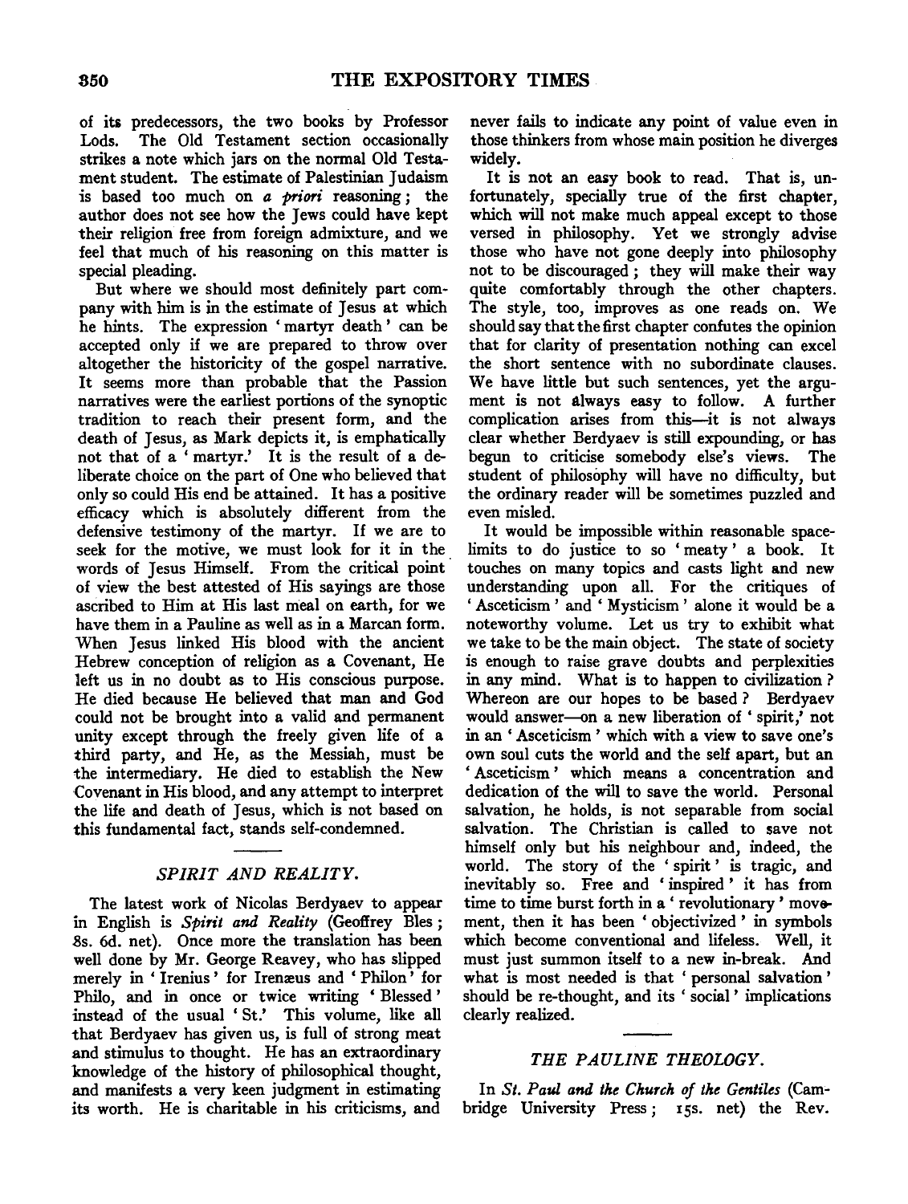of its predecessors, the two books by Professor Lods. The Old Testament section occasionally strikes a note which jars on the normal Old Testament student. The estimate of Palestinian Judaism is based too much on *a priori* reasoning; the author does not see how the Jews could have kept their religion free from foreign admixture, and we feel that much of his reasoning on this matter is special pleading.

But where we should most definitely part company with him is in the estimate of Jesus at which he hints. The expression 'martyr death' can be accepted only if we are prepared to throw over altogether the historicity of the gospel narrative. It seems more than probable that the Passion narratives were the earliest portions of the synoptic tradition to reach their present form, and the death of Jesus, as Mark depicts it, is emphatically not that of a 'martyr.' It is the result of a deliberate choice on the part of One who believed that only so could His end be attained. It has a positive efficacy which is absolutely different from the defensive testimony of the martyr. If we are to seek for the motive, we must look for it in the words of Jesus Himself. From the critical point of view the best attested of His sayings are those ascribed to Him at His last meal on earth, for we have them in a Pauline as well as in a Marcan form. When Jesus linked His blood with the ancient Hebrew conception of religion as a Covenant, He left us in no doubt as to His conscious purpose. He died because He believed that man and God could not be brought into a valid and permanent unity except through the freely given life of a third party, and He, as the Messiah, must be the intermediary. He died to establish the New Covenant in His blood, and any attempt to interpret the life and death of Jesus, which is not based on this fundamental fact, stands self-condemned.

## *SPIRIT AND REALITY.*

The latest work of Nicolas Berdyaev to appear in English is *Spirit and Reality* (Geoffrey Bles; 8s. 6d. net). Once more the translation has been well done by Mr. George Reavey, who has slipped merely in 'Irenius' for Irenæus and 'Philon' for Philo, and in once or twice writing 'Blessed' instead of the usual 'St.' This volume, like all that Berdyaev has given us, is full of strong meat and stimulus to thought. He has an extraordinary knowledge of the history of philosophical thought, and manifests a very keen judgment in estimating its worth. He is charitable in his criticisms, and never fails to indicate any point of value even in those thinkers from whose main position he diverges widely.

It is not an easy book to read. That is, unfortunately, specially true of the first chapter, which will not make much appeal except to those versed in philosophy. Yet we strongly advise those who have not gone deeply into philosophy not to be discouraged; they will make their way quite comfortably through the other chapters. The style, too, improves as one reads on. We should say that the first chapter confutes the opinion that for clarity of presentation nothing can excel the short sentence with no subordinate clauses. We have little but such sentences, yet the argument is not always easy to follow. A further complication arises from this—it is not always clear whether Berdyaev is still expounding, or has begun to criticise somebody else's views. The student of philosophy will have no difficulty, but the ordinary reader will be sometimes puzzled and even misled.

It would be impossible within reasonable space-limits to do justice to so 'meaty' a book. It touches on many topics and casts light and new understanding upon all. For the critiques of 'Asceticism' and 'Mysticism' alone it would be a noteworthy volume. Let us try to exhibit what we take to be the main object. The state of society is enough to raise grave doubts and perplexities in any mind. What is to happen to civilization? Whereon are our hopes to be based? Berdyaev would answer—on a new liberation of 'spirit,' not in an 'Asceticism' which with a view to save one's own soul cuts the world and the self apart, but an 'Asceticism' which means a concentration and dedication of the will to save the world. Personal salvation, he holds, is not separable from social salvation. The Christian is called to save not himself only but his neighbour and, indeed, the world. The story of the 'spirit' is tragic, and inevitably so. Free and 'inspired' it has from time to time burst forth in a 'revolutionary' movement, then it has been 'objectivized' in symbols which become conventional and lifeless. Well, it must just summon itself to a new in-break. And what is most needed is that 'personal salvation' should be re-thought, and its 'social' implications clearly realized.

## *THE PAULINE THEOLOGY.*

In *St. Paul and the Church of the Gentiles* (Cambridge University Press; 15s. net) the Rev.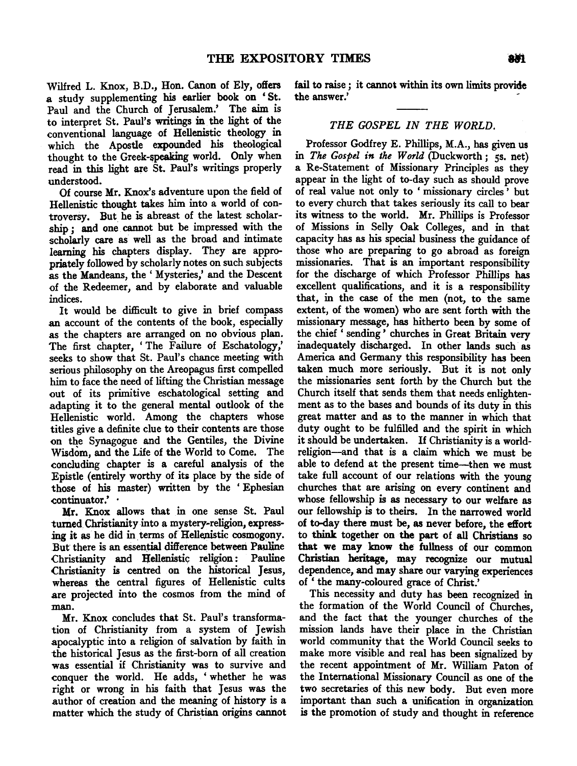Wilfred L. Knox, B.D., Hon. Canon of Ely, offers a study supplementing his earlier book on 'St. Paul and the Church of Jerusalem.' The aim is to interpret St. Paul's writings in the light of the conventional language of Hellenistic theology in which the Apostle expounded his theological thought to the Greek-speaking world. Only when read in this light are St. Paul's writings properly understood.

Of course Mr. Knox's adventure upon the field of Hellenistic thought takes him into a world of controversy. But he is abreast of the latest scholarship; and one cannot but be impressed with the scholarly care as well as the broad and intimate learning his chapters display. They are appropriately followed by scholarly notes on such subjects as the Mandeans, the 'Mysteries,' and the Descent of the Redeemer, and by elaborate and valuable indices.

It would be difficult to give in brief compass an account of the contents of the book, especially as the chapters are arranged on no obvious plan. The first chapter, 'The Failure of Eschatology,' seeks to show that St. Paul's chance meeting with serious philosophy on the Areopagus first compelled him to face the need of lifting the Christian message out of its primitive eschatological setting and adapting it to the general mental outlook of the Hellenistic world. Among the chapters whose titles give a definite clue to their contents are those on the Synagogue and the Gentiles, the Divine Wisdom, and the Life of the World to Come. The concluding chapter is a careful analysis of the Epistle (entirely worthy of its place by the side of those of his master) written by the 'Ephesian continuator.'

Mr. Knox allows that in one sense St. Paul turned Christianity into a mystery-religion, expressing it as he did in terms of Hellenistic cosmogony. But there is an essential difference between Pauline Christianity and Hellenistic religion: Pauline Christianity is centred on the historical Jesus, whereas the central figures of Hellenistic cults are projected into the cosmos from the mind of man.

Mr. Knox concludes that St. Paul's transformation of Christianity from a system of Jewish apocalyptic into a religion of salvation by faith in the historical Jesus as the first-born of all creation was essential if Christianity was to survive and conquer the world. He adds, 'whether he was right or wrong in his faith that Jesus was the author of creation and the meaning of history is a matter which the study of Christian origins cannot fail to raise; it cannot within its own limits provide the answer.'

## THE GOSPEL IN THE WORLD.

Professor Godfrey E. Phillips, M.A., has given us in *The Gospel in the World* (Duckworth; 5s. net) a Re-Statement of Missionary Principles as they appear in the light of to-day such as should prove of real value not only to 'missionary circles' but to every church that takes seriously its call to bear its witness to the world. Mr. Phillips is Professor of Missions in Selly Oak Colleges, and in that capacity has as his special business the guidance of those who are preparing to go abroad as foreign missionaries. That is an important responsibility for the discharge of which Professor Phillips has excellent qualifications, and it is a responsibility that, in the case of the men (not, to the same extent, of the women) who are sent forth with the missionary message, has hitherto been by some of the chief 'sending' churches in Great Britain very inadequately discharged. In other lands such as America and Germany this responsibility has been taken much more seriously. But it is not only the missionaries sent forth by the Church but the Church itself that sends them that needs enlightenment as to the bases and bounds of its duty in this great matter and as to the manner in which that duty ought to be fulfilled and the spirit in which it should be undertaken. If Christianity is a world-religion—and that is a claim which we must be able to defend at the present time—then we must take full account of our relations with the young churches that are arising on every continent and whose fellowship is as necessary to our welfare as our fellowship is to theirs. In the narrowed world of to-day there must be, as never before, the effort to think together on the part of all Christians so that we may know the fullness of our common Christian heritage, may recognize our mutual dependence, and may share our varying experiences of 'the many-coloured grace of Christ.'

This necessity and duty has been recognized in the formation of the World Council of Churches, and the fact that the younger churches of the mission lands have their place in the Christian world community that the World Council seeks to make more visible and real has been signalized by the recent appointment of Mr. William Paton of the International Missionary Council as one of the two secretaries of this new body. But even more important than such a unification in organization is the promotion of study and thought in reference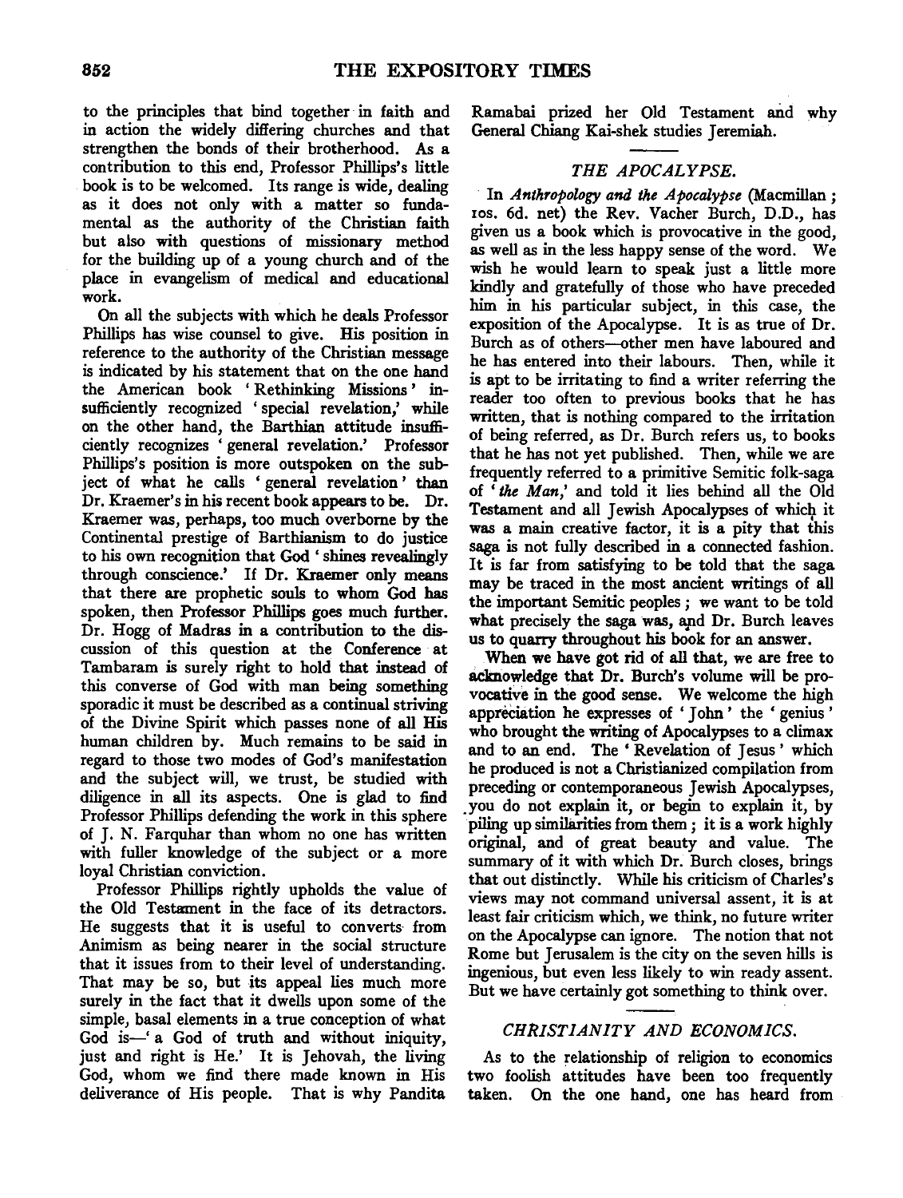to the principles that bind together in faith and in action the widely differing churches and that strengthen the bonds of their brotherhood. As a contribution to this end, Professor Phillips's little book is to be welcomed. Its range is wide, dealing as it does not only with a matter so fundamental as the authority of the Christian faith but also with questions of missionary method for the building up of a young church and of the place in evangelism of medical and educational work.

On all the subjects with which he deals Professor Phillips has wise counsel to give. His position in reference to the authority of the Christian message is indicated by his statement that on the one hand the American book 'Rethinking Missions' insufficiently recognized 'special revelation,' while on the other hand, the Barthian attitude insufficiently recognizes 'general revelation.' Professor Phillips's position is more outspoken on the subject of what he calls 'general revelation' than Dr. Kraemer's in his recent book appears to be. Dr. Kraemer was, perhaps, too much overborne by the Continental prestige of Barthianism to do justice to his own recognition that God 'shines revealingly through conscience.' If Dr. Kraemer only means that there are prophetic souls to whom God has spoken, then Professor Phillips goes much further. Dr. Hogg of Madras in a contribution to the discussion of this question at the Conference at Tambaram is surely right to hold that instead of this converse of God with man being something sporadic it must be described as a continual striving of the Divine Spirit which passes none of all His human children by. Much remains to be said in regard to those two modes of God's manifestation and the subject will, we trust, be studied with diligence in all its aspects. One is glad to find Professor Phillips defending the work in this sphere of J. N. Farquhar than whom no one has written with fuller knowledge of the subject or a more loyal Christian conviction.

Professor Phillips rightly upholds the value of the Old Testament in the face of its detractors. He suggests that it is useful to converts from Animism as being nearer in the social structure that it issues from to their level of understanding. That may be so, but its appeal lies much more surely in the fact that it dwells upon some of the simple, basal elements in a true conception of what God is—'a God of truth and without iniquity, just and right is He.' It is Jehovah, the living God, whom we find there made known in His deliverance of His people. That is why Pandita Ramabai prized her Old Testament and why General Chiang Kai-shek studies Jeremiah.

## *THE APOCALYPSE.*

In *Anthropology and the Apocalypse* (Macmillan; 10s. 6d. net) the Rev. Vacher Burch, D.D., has given us a book which is provocative in the good, as well as in the less happy sense of the word. We wish he would learn to speak just a little more kindly and gratefully of those who have preceded him in his particular subject, in this case, the exposition of the Apocalypse. It is as true of Dr. Burch as of others—other men have laboured and he has entered into their labours. Then, while it is apt to be irritating to find a writer referring the reader too often to previous books that he has written, that is nothing compared to the irritation of being referred, as Dr. Burch refers us, to books that he has not yet published. Then, while we are frequently referred to a primitive Semitic folk-saga of '*the Man*,' and told it lies behind all the Old Testament and all Jewish Apocalypses of which it was a main creative factor, it is a pity that this saga is not fully described in a connected fashion. It is far from satisfying to be told that the saga may be traced in the most ancient writings of all the important Semitic peoples; we want to be told what precisely the saga was, and Dr. Burch leaves us to quarry throughout his book for an answer.

When we have got rid of all that, we are free to acknowledge that Dr. Burch's volume will be provocative in the good sense. We welcome the high appreciation he expresses of 'John' the 'genius' who brought the writing of Apocalypses to a climax and to an end. The 'Revelation of Jesus' which he produced is not a Christianized compilation from preceding or contemporaneous Jewish Apocalypses, you do not explain it, or begin to explain it, by piling up similarities from them; it is a work highly original, and of great beauty and value. The summary of it with which Dr. Burch closes, brings that out distinctly. While his criticism of Charles's views may not command universal assent, it is at least fair criticism which, we think, no future writer on the Apocalypse can ignore. The notion that not Rome but Jerusalem is the city on the seven hills is ingenious, but even less likely to win ready assent. But we have certainly got something to think over.

## *CHRISTIANITY AND ECONOMICS.*

As to the relationship of religion to economics two foolish attitudes have been too frequently taken. On the one hand, one has heard from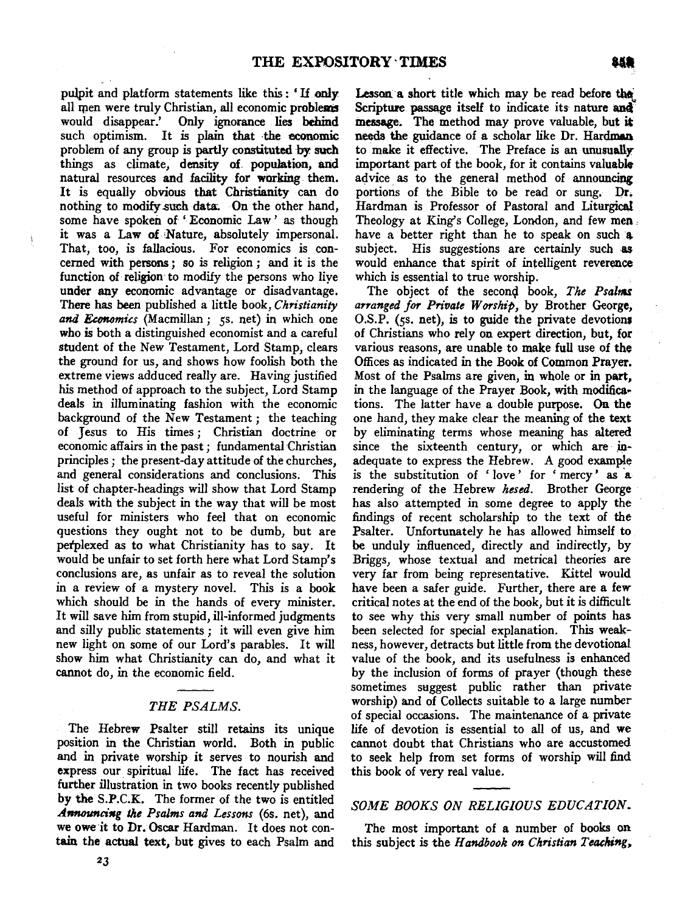pulpit and platform statements like this: 'If only all men were truly Christian, all economic problems would disappear.' Only ignorance lies behind such optimism. It is plain that the economic problem of any group is partly constituted by such things as climate, density of population, and natural resources and facility for working them. It is equally obvious that Christianity can do nothing to modify such data. On the other hand, some have spoken of 'Economic Law' as though it was a Law of Nature, absolutely impersonal. That, too, is fallacious. For economics is concerned with persons; so is religion; and it is the function of religion to modify the persons who live under any economic advantage or disadvantage. There has been published a little book, *Christianity and Economics* (Macmillan; 5s. net) in which one who is both a distinguished economist and a careful student of the New Testament, Lord Stamp, clears the ground for us, and shows how foolish both the extreme views adduced really are. Having justified his method of approach to the subject, Lord Stamp deals in illuminating fashion with the economic background of the New Testament; the teaching of Jesus to His times; Christian doctrine or economic affairs in the past; fundamental Christian principles; the present-day attitude of the churches, and general considerations and conclusions. This list of chapter-headings will show that Lord Stamp deals with the subject in the way that will be most useful for ministers who feel that on economic questions they ought not to be dumb, but are perplexed as to what Christianity has to say. It would be unfair to set forth here what Lord Stamp's conclusions are, as unfair as to reveal the solution in a review of a mystery novel. This is a book which should be in the hands of every minister. It will save him from stupid, ill-informed judgments and silly public statements; it will even give him new light on some of our Lord's parables. It will show him what Christianity can do, and what it cannot do, in the economic field.

## *THE PSALMS.*

The Hebrew Psalter still retains its unique position in the Christian world. Both in public and in private worship it serves to nourish and express our spiritual life. The fact has received further illustration in two books recently published by the S.P.C.K. The former of the two is entitled *Announcing the Psalms and Lessons* (6s. net), and we owe it to Dr. Oscar Hardman. It does not contain the actual text, but gives to each Psalm and Lesson a short title which may be read before the Scripture passage itself to indicate its nature and message. The method may prove valuable, but it needs the guidance of a scholar like Dr. Hardman to make it effective. The Preface is an unusually important part of the book, for it contains valuable advice as to the general method of announcing portions of the Bible to be read or sung. Dr. Hardman is Professor of Pastoral and Liturgical Theology at King's College, London, and few men have a better right than he to speak on such a subject. His suggestions are certainly such as would enhance that spirit of intelligent reverence which is essential to true worship.

The object of the second book, *The Psalms arranged for Private Worship*, by Brother George, O.S.P. (5s. net), is to guide the private devotions of Christians who rely on expert direction, but, for various reasons, are unable to make full use of the Offices as indicated in the Book of Common Prayer. Most of the Psalms are given, in whole or in part, in the language of the Prayer Book, with modifications. The latter have a double purpose. On the one hand, they make clear the meaning of the text by eliminating terms whose meaning has altered since the sixteenth century, or which are inadequate to express the Hebrew. A good example is the substitution of 'love' for 'mercy' as a rendering of the Hebrew *hesed*. Brother George has also attempted in some degree to apply the findings of recent scholarship to the text of the Psalter. Unfortunately he has allowed himself to be unduly influenced, directly and indirectly, by Briggs, whose textual and metrical theories are very far from being representative. Kittel would have been a safer guide. Further, there are a few critical notes at the end of the book, but it is difficult to see why this very small number of points has been selected for special explanation. This weakness, however, detracts but little from the devotional value of the book, and its usefulness is enhanced by the inclusion of forms of prayer (though these sometimes suggest public rather than private worship) and of Collects suitable to a large number of special occasions. The maintenance of a private life of devotion is essential to all of us, and we cannot doubt that Christians who are accustomed to seek help from set forms of worship will find this book of very real value.

## *SOME BOOKS ON RELIGIOUS EDUCATION.*

The most important of a number of books on this subject is the *Handbook on Christian Teaching*,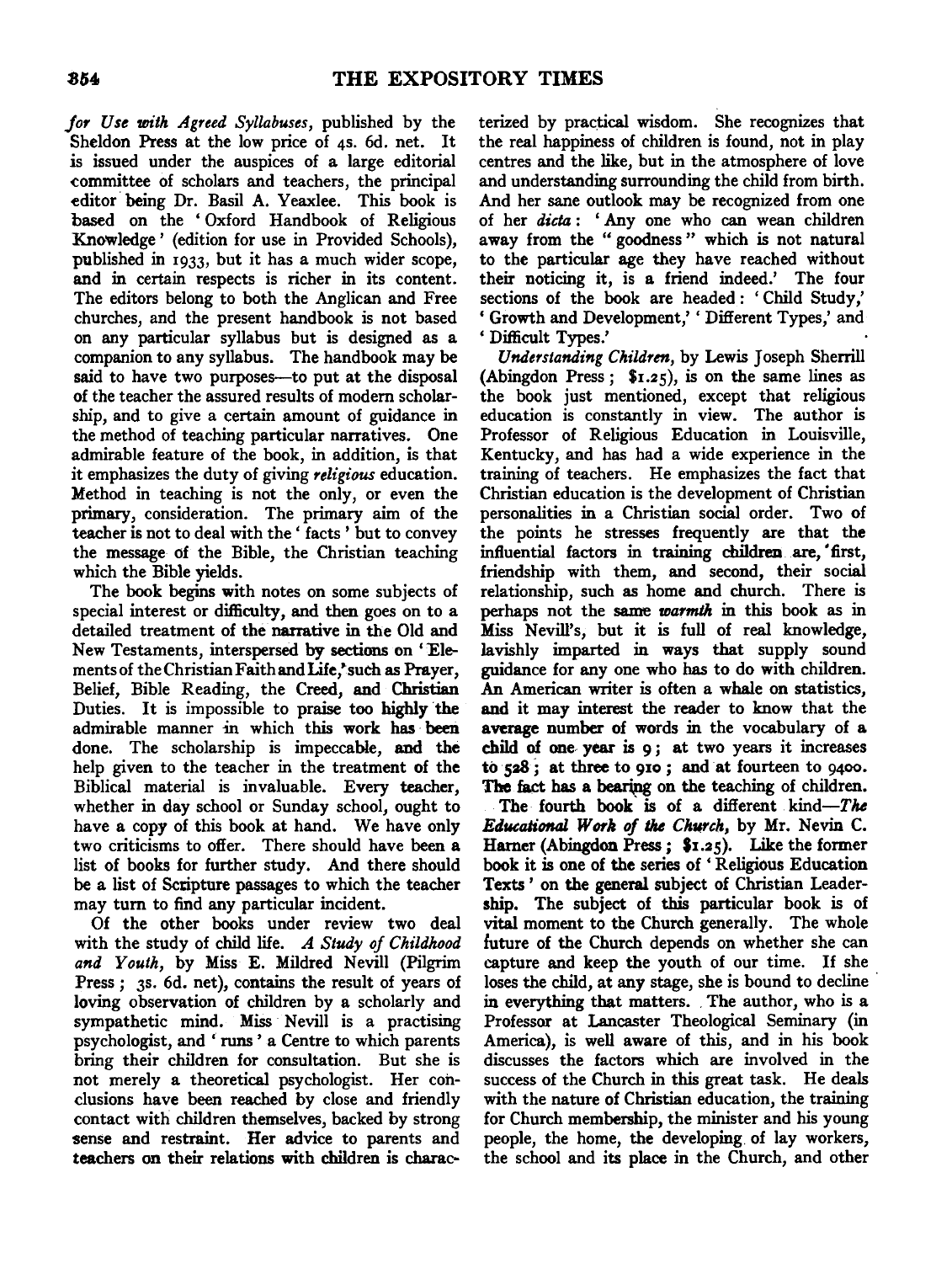*for Use with Agreed Syllabuses*, published by the Sheldon Press at the low price of 4s. 6d. net. It is issued under the auspices of a large editorial committee of scholars and teachers, the principal editor being Dr. Basil A. Yeaxlee. This book is based on the 'Oxford Handbook of Religious Knowledge' (edition for use in Provided Schools), published in 1933, but it has a much wider scope, and in certain respects is richer in its content. The editors belong to both the Anglican and Free churches, and the present handbook is not based on any particular syllabus but is designed as a companion to any syllabus. The handbook may be said to have two purposes—to put at the disposal of the teacher the assured results of modern scholarship, and to give a certain amount of guidance in the method of teaching particular narratives. One admirable feature of the book, in addition, is that it emphasizes the duty of giving *religious* education. Method in teaching is not the only, or even the primary, consideration. The primary aim of the teacher is not to deal with the 'facts' but to convey the message of the Bible, the Christian teaching which the Bible yields.

The book begins with notes on some subjects of special interest or difficulty, and then goes on to a detailed treatment of the narrative in the Old and New Testaments, interspersed by sections on 'Elements of the Christian Faith and Life,' such as Prayer, Belief, Bible Reading, the Creed, and Christian Duties. It is impossible to praise too highly the admirable manner in which this work has been done. The scholarship is impeccable, and the help given to the teacher in the treatment of the Biblical material is invaluable. Every teacher, whether in day school or Sunday school, ought to have a copy of this book at hand. We have only two criticisms to offer. There should have been a list of books for further study. And there should be a list of Scripture passages to which the teacher may turn to find any particular incident.

Of the other books under review two deal with the study of child life. *A Study of Childhood and Youth*, by Miss E. Mildred Nevill (Pilgrim Press; 3s. 6d. net), contains the result of years of loving observation of children by a scholarly and sympathetic mind. Miss Nevill is a practising psychologist, and 'runs' a Centre to which parents bring their children for consultation. But she is not merely a theoretical psychologist. Her conclusions have been reached by close and friendly contact with children themselves, backed by strong sense and restraint. Her advice to parents and teachers on their relations with children is characterized by practical wisdom. She recognizes that the real happiness of children is found, not in play centres and the like, but in the atmosphere of love and understanding surrounding the child from birth. And her sane outlook may be recognized from one of her *dicta*: 'Any one who can wean children away from the "goodness" which is not natural to the particular age they have reached without their noticing it, is a friend indeed.' The four sections of the book are headed: 'Child Study,' 'Growth and Development,' 'Different Types,' and 'Difficult Types.'

*Understanding Children*, by Lewis Joseph Sherrill (Abingdon Press; $1.25), is on the same lines as the book just mentioned, except that religious education is constantly in view. The author is Professor of Religious Education in Louisville, Kentucky, and has had a wide experience in the training of teachers. He emphasizes the fact that Christian education is the development of Christian personalities in a Christian social order. Two of the points he stresses frequently are that the influential factors in training children are, first, friendship with them, and second, their social relationship, such as home and church. There is perhaps not the same *warmth* in this book as in Miss Nevill's, but it is full of real knowledge, lavishly imparted in ways that supply sound guidance for any one who has to do with children. An American writer is often a whale on statistics, and it may interest the reader to know that the average number of words in the vocabulary of a child of one year is 9; at two years it increases to 528; at three to 910; and at fourteen to 9400. The fact has a bearing on the teaching of children.

The fourth book is of a different kind—*The Educational Work of the Church*, by Mr. Nevin C. Harner (Abingdon Press; $1.25). Like the former book it is one of the series of 'Religious Education Texts' on the general subject of Christian Leadership. The subject of this particular book is of vital moment to the Church generally. The whole future of the Church depends on whether she can capture and keep the youth of our time. If she loses the child, at any stage, she is bound to decline in everything that matters. The author, who is a Professor at Lancaster Theological Seminary (in America), is well aware of this, and in his book discusses the factors which are involved in the success of the Church in this great task. He deals with the nature of Christian education, the training for Church membership, the minister and his young people, the home, the developing of lay workers, the school and its place in the Church, and other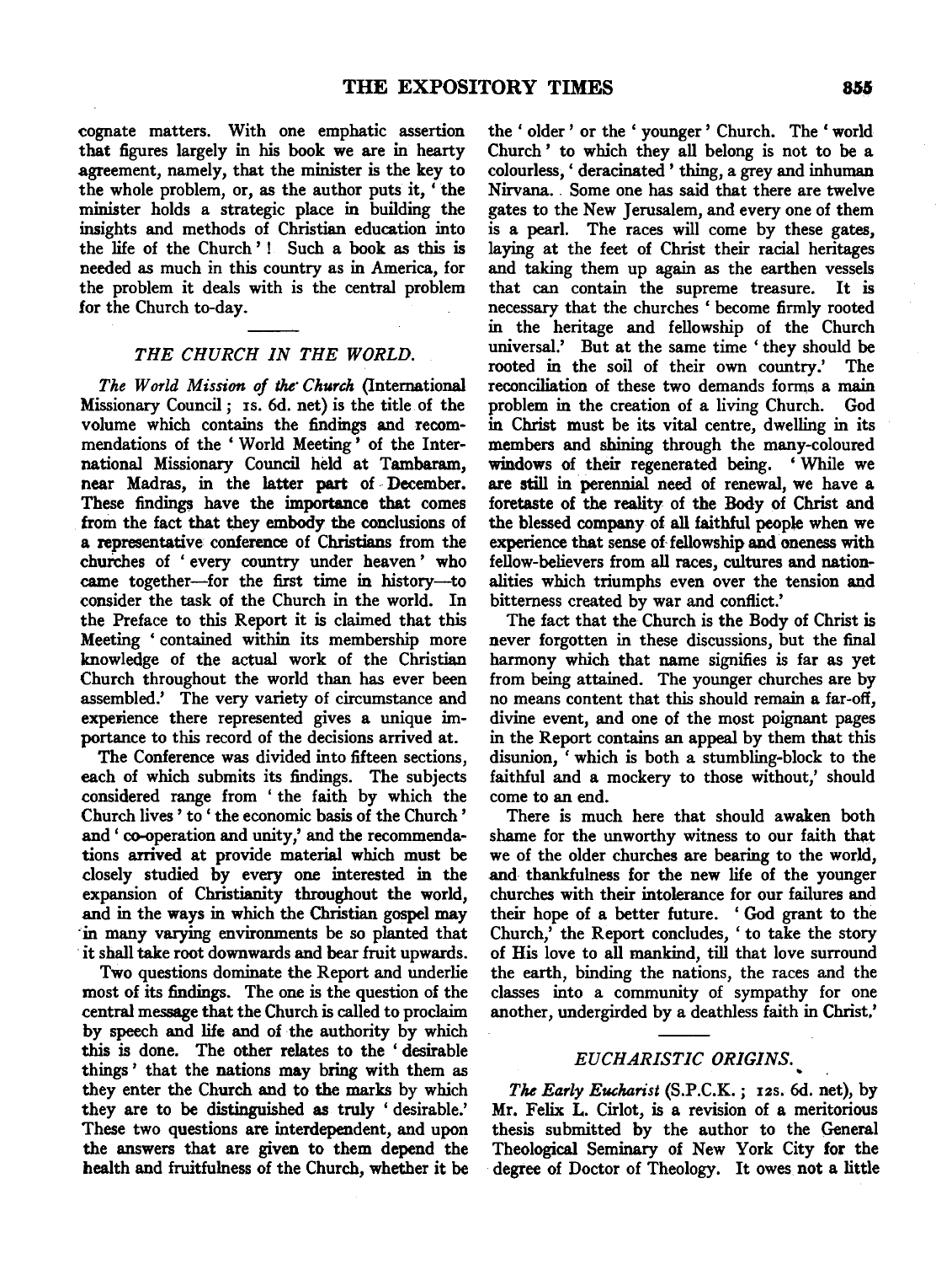cognate matters. With one emphatic assertion that figures largely in his book we are in hearty agreement, namely, that the minister is the key to the whole problem, or, as the author puts it, 'the minister holds a strategic place in building the insights and methods of Christian education into the life of the Church'! Such a book as this is needed as much in this country as in America, for the problem it deals with is the central problem for the Church to-day.

## THE CHURCH IN THE WORLD.

*The World Mission of the Church* (International Missionary Council; 1s. 6d. net) is the title of the volume which contains the findings and recommendations of the 'World Meeting' of the International Missionary Council held at Tambaram, near Madras, in the latter part of December. These findings have the importance that comes from the fact that they embody the conclusions of a representative conference of Christians from the churches of 'every country under heaven' who came together—for the first time in history—to consider the task of the Church in the world. In the Preface to this Report it is claimed that this Meeting 'contained within its membership more knowledge of the actual work of the Christian Church throughout the world than has ever been assembled.' The very variety of circumstance and experience there represented gives a unique importance to this record of the decisions arrived at.

The Conference was divided into fifteen sections, each of which submits its findings. The subjects considered range from 'the faith by which the Church lives' to 'the economic basis of the Church' and 'co-operation and unity,' and the recommendations arrived at provide material which must be closely studied by every one interested in the expansion of Christianity throughout the world, and in the ways in which the Christian gospel may in many varying environments be so planted that it shall take root downwards and bear fruit upwards.

Two questions dominate the Report and underlie most of its findings. The one is the question of the central message that the Church is called to proclaim by speech and life and of the authority by which this is done. The other relates to the 'desirable things' that the nations may bring with them as they enter the Church and to the marks by which they are to be distinguished as truly 'desirable.' These two questions are interdependent, and upon the answers that are given to them depend the health and fruitfulness of the Church, whether it be the 'older' or the 'younger' Church. The 'world Church' to which they all belong is not to be a colourless, 'deracinated' thing, a grey and inhuman Nirvana. Some one has said that there are twelve gates to the New Jerusalem, and every one of them is a pearl. The races will come by these gates, laying at the feet of Christ their racial heritages and taking them up again as the earthen vessels that can contain the supreme treasure. It is necessary that the churches 'become firmly rooted in the heritage and fellowship of the Church universal.' But at the same time 'they should be rooted in the soil of their own country.' The reconciliation of these two demands forms a main problem in the creation of a living Church. God in Christ must be its vital centre, dwelling in its members and shining through the many-coloured windows of their regenerated being. 'While we are still in perennial need of renewal, we have a foretaste of the reality of the Body of Christ and the blessed company of all faithful people when we experience that sense of fellowship and oneness with fellow-believers from all races, cultures and nationalities which triumphs even over the tension and bitterness created by war and conflict.'

The fact that the Church is the Body of Christ is never forgotten in these discussions, but the final harmony which that name signifies is far as yet from being attained. The younger churches are by no means content that this should remain a far-off, divine event, and one of the most poignant pages in the Report contains an appeal by them that this disunion, 'which is both a stumbling-block to the faithful and a mockery to those without,' should come to an end.

There is much here that should awaken both shame for the unworthy witness to our faith that we of the older churches are bearing to the world, and thankfulness for the new life of the younger churches with their intolerance for our failures and their hope of a better future. 'God grant to the Church,' the Report concludes, 'to take the story of His love to all mankind, till that love surround the earth, binding the nations, the races and the classes into a community of sympathy for one another, undergirded by a deathless faith in Christ.'

## EUCHARISTIC ORIGINS.

*The Early Eucharist* (S.P.C.K.; 12s. 6d. net), by Mr. Felix L. Cirlot, is a revision of a meritorious thesis submitted by the author to the General Theological Seminary of New York City for the degree of Doctor of Theology. It owes not a little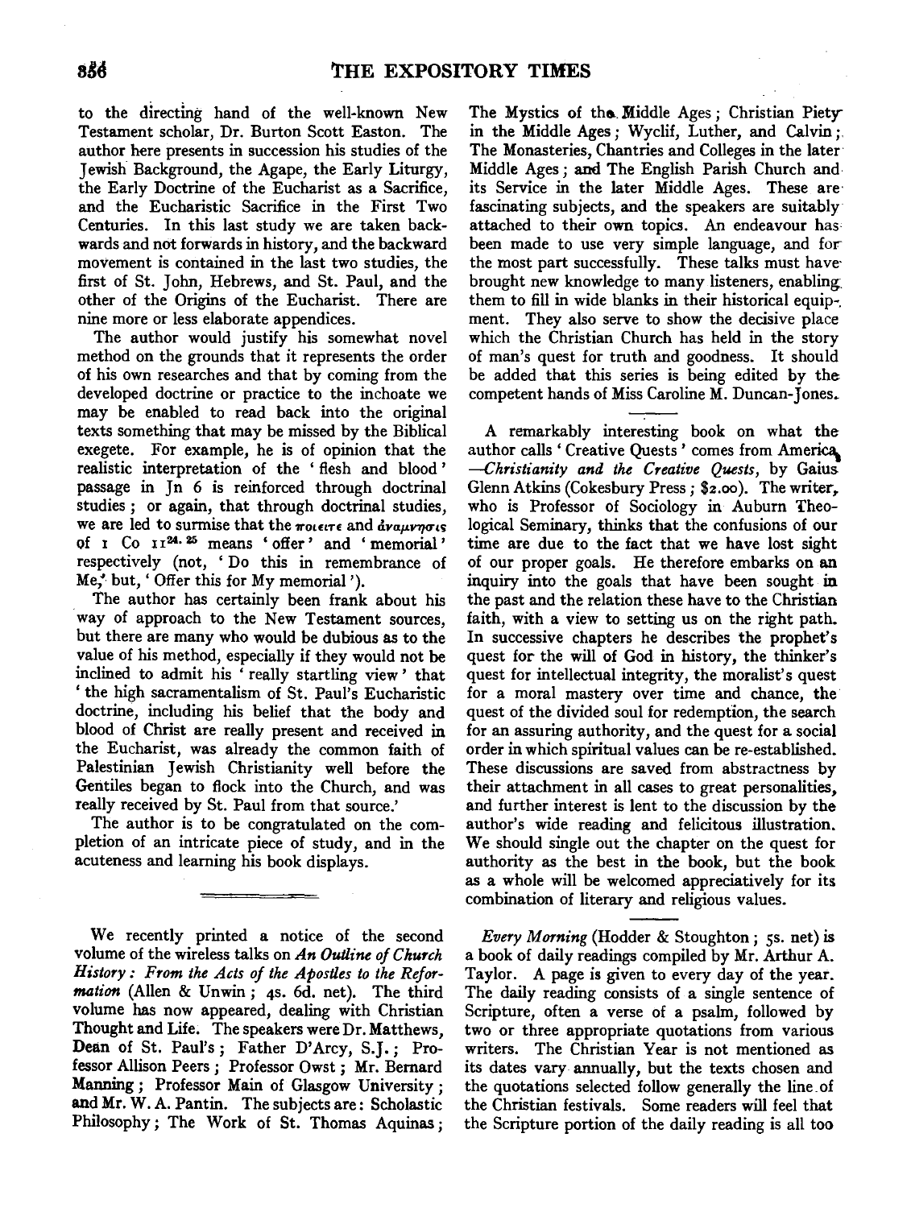to the directing hand of the well-known New Testament scholar, Dr. Burton Scott Easton. The author here presents in succession his studies of the Jewish Background, the Agape, the Early Liturgy, the Early Doctrine of the Eucharist as a Sacrifice, and the Eucharistic Sacrifice in the First Two Centuries. In this last study we are taken backwards and not forwards in history, and the backward movement is contained in the last two studies, the first of St. John, Hebrews, and St. Paul, and the other of the Origins of the Eucharist. There are nine more or less elaborate appendices.

The author would justify his somewhat novel method on the grounds that it represents the order of his own researches and that by coming from the developed doctrine or practice to the inchoate we may be enabled to read back into the original texts something that may be missed by the Biblical exegete. For example, he is of opinion that the realistic interpretation of the 'flesh and blood' passage in Jn 6 is reinforced through doctrinal studies; or again, that through doctrinal studies, we are led to surmise that the ποιεῖτε and ἀνάμνησις of 1 Co 11[24, 25] means 'offer' and 'memorial' respectively (not, 'Do this in remembrance of Me,' but, 'Offer this for My memorial').

The author has certainly been frank about his way of approach to the New Testament sources, but there are many who would be dubious as to the value of his method, especially if they would not be inclined to admit his 'really startling view' that 'the high sacramentalism of St. Paul's Eucharistic doctrine, including his belief that the body and blood of Christ are really present and received in the Eucharist, was already the common faith of Palestinian Jewish Christianity well before the Gentiles began to flock into the Church, and was really received by St. Paul from that source.'

The author is to be congratulated on the completion of an intricate piece of study, and in the acuteness and learning his book displays.

---

We recently printed a notice of the second volume of the wireless talks on *An Outline of Church History: From the Acts of the Apostles to the Reformation* (Allen & Unwin; 4s. 6d. net). The third volume has now appeared, dealing with Christian Thought and Life. The speakers were Dr. Matthews, Dean of St. Paul's; Father D'Arcy, S.J.; Professor Allison Peers; Professor Owst; Mr. Bernard Manning; Professor Main of Glasgow University; and Mr. W. A. Pantin. The subjects are: Scholastic Philosophy; The Work of St. Thomas Aquinas; The Mystics of the Middle Ages; Christian Piety in the Middle Ages; Wyclif, Luther, and Calvin; The Monasteries, Chantries and Colleges in the later Middle Ages; and The English Parish Church and its Service in the later Middle Ages. These are fascinating subjects, and the speakers are suitably attached to their own topics. An endeavour has been made to use very simple language, and for the most part successfully. These talks must have brought new knowledge to many listeners, enabling them to fill in wide blanks in their historical equipment. They also serve to show the decisive place which the Christian Church has held in the story of man's quest for truth and goodness. It should be added that this series is being edited by the competent hands of Miss Caroline M. Duncan-Jones.

---

A remarkably interesting book on what the author calls 'Creative Quests' comes from America—*Christianity and the Creative Quests*, by Gaius Glenn Atkins (Cokesbury Press; $2.00). The writer, who is Professor of Sociology in Auburn Theological Seminary, thinks that the confusions of our time are due to the fact that we have lost sight of our proper goals. He therefore embarks on an inquiry into the goals that have been sought in the past and the relation these have to the Christian faith, with a view to setting us on the right path. In successive chapters he describes the prophet's quest for the will of God in history, the thinker's quest for intellectual integrity, the moralist's quest for a moral mastery over time and chance, the quest of the divided soul for redemption, the search for an assuring authority, and the quest for a social order in which spiritual values can be re-established. These discussions are saved from abstractness by their attachment in all cases to great personalities, and further interest is lent to the discussion by the author's wide reading and felicitous illustration. We should single out the chapter on the quest for authority as the best in the book, but the book as a whole will be welcomed appreciatively for its combination of literary and religious values.

---

*Every Morning* (Hodder & Stoughton; 5s. net) is a book of daily readings compiled by Mr. Arthur A. Taylor. A page is given to every day of the year. The daily reading consists of a single sentence of Scripture, often a verse of a psalm, followed by two or three appropriate quotations from various writers. The Christian Year is not mentioned as its dates vary annually, but the texts chosen and the quotations selected follow generally the line of the Christian festivals. Some readers will feel that the Scripture portion of the daily reading is all too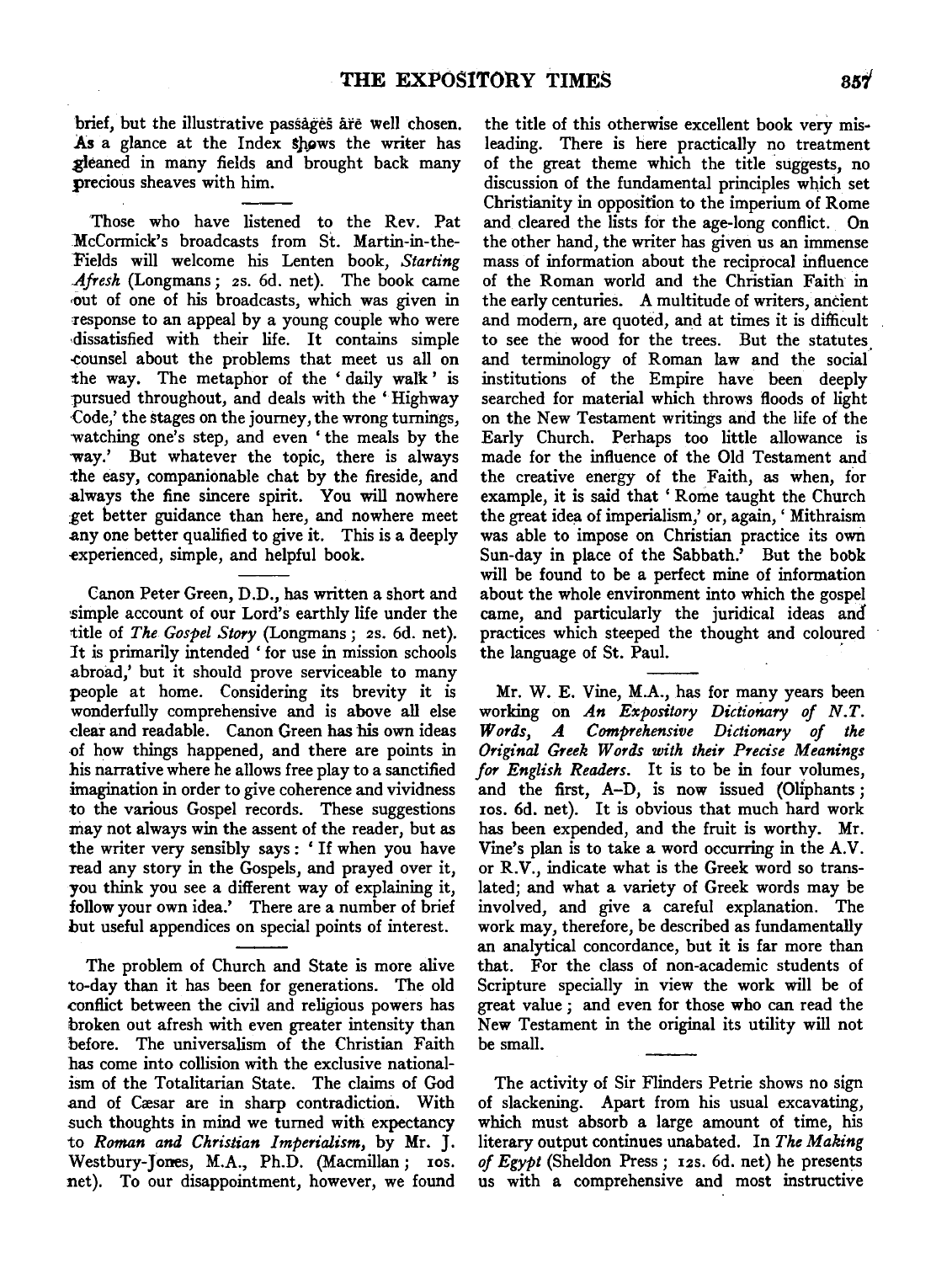brief, but the illustrative passages are well chosen. As a glance at the Index shows the writer has gleaned in many fields and brought back many precious sheaves with him.

Those who have listened to the Rev. Pat McCormick's broadcasts from St. Martin-in-the-Fields will welcome his Lenten book, *Starting Afresh* (Longmans; 2s. 6d. net). The book came out of one of his broadcasts, which was given in response to an appeal by a young couple who were dissatisfied with their life. It contains simple counsel about the problems that meet us all on the way. The metaphor of the 'daily walk' is pursued throughout, and deals with the 'Highway Code,' the stages on the journey, the wrong turnings, watching one's step, and even 'the meals by the way.' But whatever the topic, there is always the easy, companionable chat by the fireside, and always the fine sincere spirit. You will nowhere get better guidance than here, and nowhere meet any one better qualified to give it. This is a deeply experienced, simple, and helpful book.

Canon Peter Green, D.D., has written a short and simple account of our Lord's earthly life under the title of *The Gospel Story* (Longmans; 2s. 6d. net). It is primarily intended 'for use in mission schools abroad,' but it should prove serviceable to many people at home. Considering its brevity it is wonderfully comprehensive and is above all else clear and readable. Canon Green has his own ideas of how things happened, and there are points in his narrative where he allows free play to a sanctified imagination in order to give coherence and vividness to the various Gospel records. These suggestions may not always win the assent of the reader, but as the writer very sensibly says: 'If when you have read any story in the Gospels, and prayed over it, you think you see a different way of explaining it, follow your own idea.' There are a number of brief but useful appendices on special points of interest.

The problem of Church and State is more alive to-day than it has been for generations. The old conflict between the civil and religious powers has broken out afresh with even greater intensity than before. The universalism of the Christian Faith has come into collision with the exclusive nationalism of the Totalitarian State. The claims of God and of Cæsar are in sharp contradiction. With such thoughts in mind we turned with expectancy to *Roman and Christian Imperialism*, by Mr. J. Westbury-Jones, M.A., Ph.D. (Macmillan; 10s. net). To our disappointment, however, we found the title of this otherwise excellent book very misleading. There is here practically no treatment of the great theme which the title suggests, no discussion of the fundamental principles which set Christianity in opposition to the imperium of Rome and cleared the lists for the age-long conflict. On the other hand, the writer has given us an immense mass of information about the reciprocal influence of the Roman world and the Christian Faith in the early centuries. A multitude of writers, ancient and modern, are quoted, and at times it is difficult to see the wood for the trees. But the statutes and terminology of Roman law and the social institutions of the Empire have been deeply searched for material which throws floods of light on the New Testament writings and the life of the Early Church. Perhaps too little allowance is made for the influence of the Old Testament and the creative energy of the Faith, as when, for example, it is said that 'Rome taught the Church the great idea of imperialism,' or, again, 'Mithraism was able to impose on Christian practice its own Sun-day in place of the Sabbath.' But the book will be found to be a perfect mine of information about the whole environment into which the gospel came, and particularly the juridical ideas and practices which steeped the thought and coloured the language of St. Paul.

Mr. W. E. Vine, M.A., has for many years been working on *An Expository Dictionary of N.T. Words, A Comprehensive Dictionary of the Original Greek Words with their Precise Meanings for English Readers*. It is to be in four volumes, and the first, A–D, is now issued (Oliphants; 10s. 6d. net). It is obvious that much hard work has been expended, and the fruit is worthy. Mr. Vine's plan is to take a word occurring in the A.V. or R.V., indicate what is the Greek word so translated; and what a variety of Greek words may be involved, and give a careful explanation. The work may, therefore, be described as fundamentally an analytical concordance, but it is far more than that. For the class of non-academic students of Scripture specially in view the work will be of great value; and even for those who can read the New Testament in the original its utility will not be small.

The activity of Sir Flinders Petrie shows no sign of slackening. Apart from his usual excavating, which must absorb a large amount of time, his literary output continues unabated. In *The Making of Egypt* (Sheldon Press; 12s. 6d. net) he presents us with a comprehensive and most instructive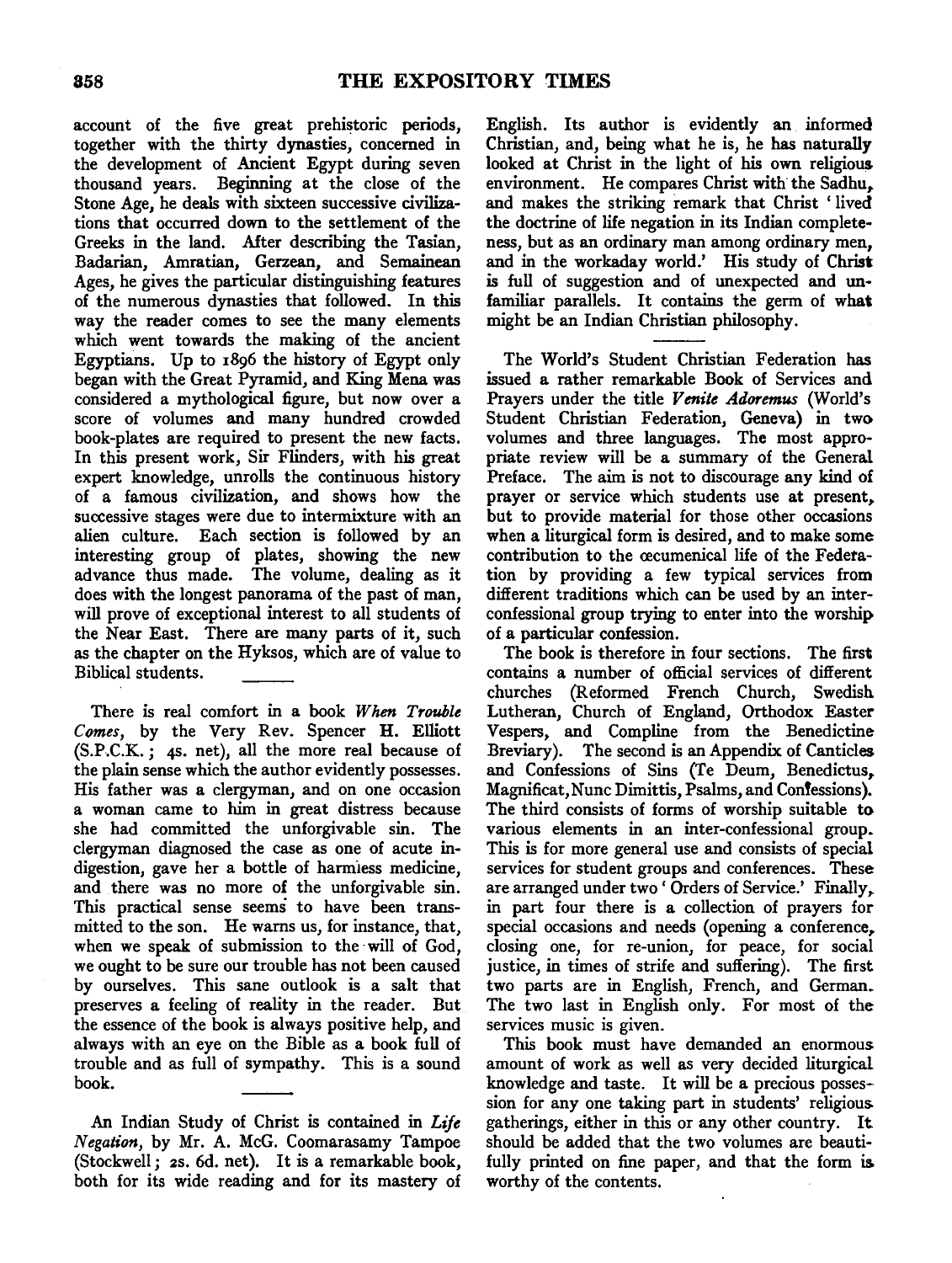account of the five great prehistoric periods, together with the thirty dynasties, concerned in the development of Ancient Egypt during seven thousand years. Beginning at the close of the Stone Age, he deals with sixteen successive civilizations that occurred down to the settlement of the Greeks in the land. After describing the Tasian, Badarian, Amratian, Gerzean, and Semainean Ages, he gives the particular distinguishing features of the numerous dynasties that followed. In this way the reader comes to see the many elements which went towards the making of the ancient Egyptians. Up to 1896 the history of Egypt only began with the Great Pyramid, and King Mena was considered a mythological figure, but now over a score of volumes and many hundred crowded book-plates are required to present the new facts. In this present work, Sir Flinders, with his great expert knowledge, unrolls the continuous history of a famous civilization, and shows how the successive stages were due to intermixture with an alien culture. Each section is followed by an interesting group of plates, showing the new advance thus made. The volume, dealing as it does with the longest panorama of the past of man, will prove of exceptional interest to all students of the Near East. There are many parts of it, such as the chapter on the Hyksos, which are of value to Biblical students.

There is real comfort in a book *When Trouble Comes*, by the Very Rev. Spencer H. Elliott (S.P.C.K.; 4s. net), all the more real because of the plain sense which the author evidently possesses. His father was a clergyman, and on one occasion a woman came to him in great distress because she had committed the unforgivable sin. The clergyman diagnosed the case as one of acute indigestion, gave her a bottle of harmless medicine, and there was no more of the unforgivable sin. This practical sense seems to have been transmitted to the son. He warns us, for instance, that, when we speak of submission to the will of God, we ought to be sure our trouble has not been caused by ourselves. This sane outlook is a salt that preserves a feeling of reality in the reader. But the essence of the book is always positive help, and always with an eye on the Bible as a book full of trouble and as full of sympathy. This is a sound book.

An Indian Study of Christ is contained in *Life Negation*, by Mr. A. McG. Coomarasamy Tampoe (Stockwell; 2s. 6d. net). It is a remarkable book, both for its wide reading and for its mastery of English. Its author is evidently an informed Christian, and, being what he is, he has naturally looked at Christ in the light of his own religious environment. He compares Christ with the Sadhu, and makes the striking remark that Christ 'lived the doctrine of life negation in its Indian completeness, but as an ordinary man among ordinary men, and in the workaday world.' His study of Christ is full of suggestion and of unexpected and unfamiliar parallels. It contains the germ of what might be an Indian Christian philosophy.

The World's Student Christian Federation has issued a rather remarkable Book of Services and Prayers under the title *Venite Adoremus* (World's Student Christian Federation, Geneva) in two volumes and three languages. The most appropriate review will be a summary of the General Preface. The aim is not to discourage any kind of prayer or service which students use at present, but to provide material for those other occasions when a liturgical form is desired, and to make some contribution to the œcumenical life of the Federation by providing a few typical services from different traditions which can be used by an inter-confessional group trying to enter into the worship of a particular confession.

The book is therefore in four sections. The first contains a number of official services of different churches (Reformed French Church, Swedish Lutheran, Church of England, Orthodox Easter Vespers, and Compline from the Benedictine Breviary). The second is an Appendix of Canticles and Confessions of Sins (Te Deum, Benedictus, Magnificat, Nunc Dimittis, Psalms, and Confessions). The third consists of forms of worship suitable to various elements in an inter-confessional group. This is for more general use and consists of special services for student groups and conferences. These are arranged under two 'Orders of Service.' Finally, in part four there is a collection of prayers for special occasions and needs (opening a conference, closing one, for re-union, for peace, for social justice, in times of strife and suffering). The first two parts are in English, French, and German. The two last in English only. For most of the services music is given.

This book must have demanded an enormous amount of work as well as very decided liturgical knowledge and taste. It will be a precious possession for any one taking part in students' religious gatherings, either in this or any other country. It should be added that the two volumes are beautifully printed on fine paper, and that the form is worthy of the contents.